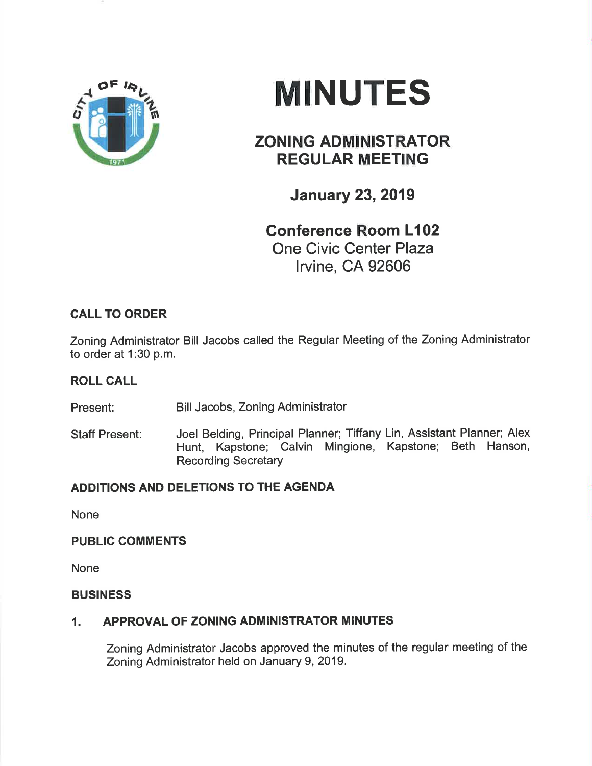# MINUTES

## ZONING ADMINISTRATOR REGULAR MEETING

### January 23, 2019

### Conference Room L102
One Civic Center Plaza
Irvine, CA 92606

**CALL TO ORDER**

Zoning Administrator Bill Jacobs called the Regular Meeting of the Zoning Administrator to order at 1:30 p.m.

**ROLL CALL**

Present: Bill Jacobs, Zoning Administrator

Staff Present: Joel Belding, Principal Planner; Tiffany Lin, Assistant Planner; Alex Hunt, Kapstone; Calvin Mingione, Kapstone; Beth Hanson, Recording Secretary

**ADDITIONS AND DELETIONS TO THE AGENDA**

None

**PUBLIC COMMENTS**

None

**BUSINESS**

**1. APPROVAL OF ZONING ADMINISTRATOR MINUTES**

Zoning Administrator Jacobs approved the minutes of the regular meeting of the Zoning Administrator held on January 9, 2019.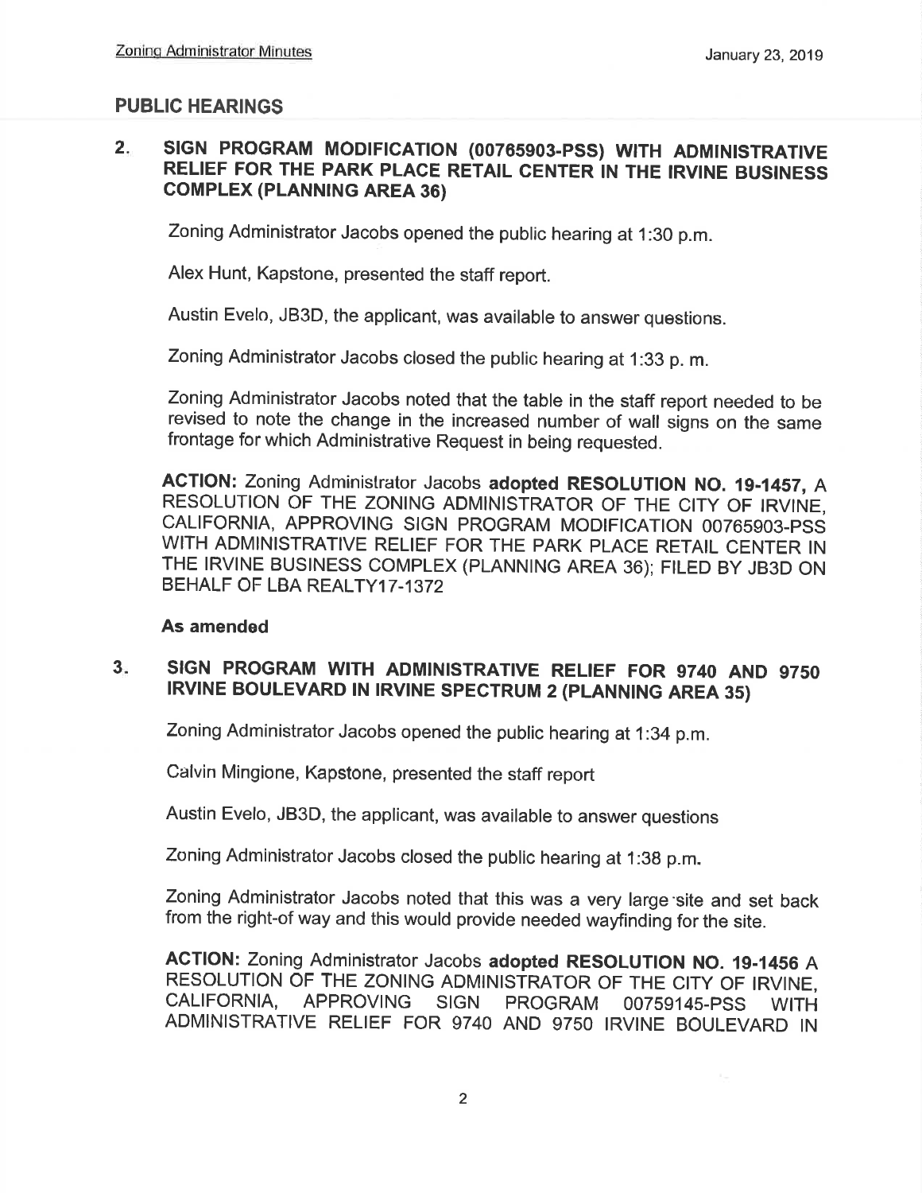## PUBLIC HEARINGS

### 2. SIGN PROGRAM MODIFICATION (00765903-PSS) WITH ADMINISTRATIVE RELIEF FOR THE PARK PLACE RETAIL CENTER IN THE IRVINE BUSINESS COMPLEX (PLANNING AREA 36)

Zoning Administrator Jacobs opened the public hearing at 1:30 p.m.

Alex Hunt, Kapstone, presented the staff report.

Austin Evelo, JB3D, the applicant, was available to answer questions.

Zoning Administrator Jacobs closed the public hearing at 1:33 p. m.

Zoning Administrator Jacobs noted that the table in the staff report needed to be revised to note the change in the increased number of wall signs on the same frontage for which Administrative Request in being requested.

**ACTION:** Zoning Administrator Jacobs **adopted RESOLUTION NO. 19-1457,** A RESOLUTION OF THE ZONING ADMINISTRATOR OF THE CITY OF IRVINE, CALIFORNIA, APPROVING SIGN PROGRAM MODIFICATION 00765903-PSS WITH ADMINISTRATIVE RELIEF FOR THE PARK PLACE RETAIL CENTER IN THE IRVINE BUSINESS COMPLEX (PLANNING AREA 36); FILED BY JB3D ON BEHALF OF LBA REALTY17-1372

**As amended**

### 3. SIGN PROGRAM WITH ADMINISTRATIVE RELIEF FOR 9740 AND 9750 IRVINE BOULEVARD IN IRVINE SPECTRUM 2 (PLANNING AREA 35)

Zoning Administrator Jacobs opened the public hearing at 1:34 p.m.

Calvin Mingione, Kapstone, presented the staff report

Austin Evelo, JB3D, the applicant, was available to answer questions

Zoning Administrator Jacobs closed the public hearing at 1:38 p.m.

Zoning Administrator Jacobs noted that this was a very large site and set back from the right-of way and this would provide needed wayfinding for the site.

**ACTION:** Zoning Administrator Jacobs **adopted RESOLUTION NO. 19-1456** A RESOLUTION OF THE ZONING ADMINISTRATOR OF THE CITY OF IRVINE, CALIFORNIA, APPROVING SIGN PROGRAM 00759145-PSS WITH ADMINISTRATIVE RELIEF FOR 9740 AND 9750 IRVINE BOULEVARD IN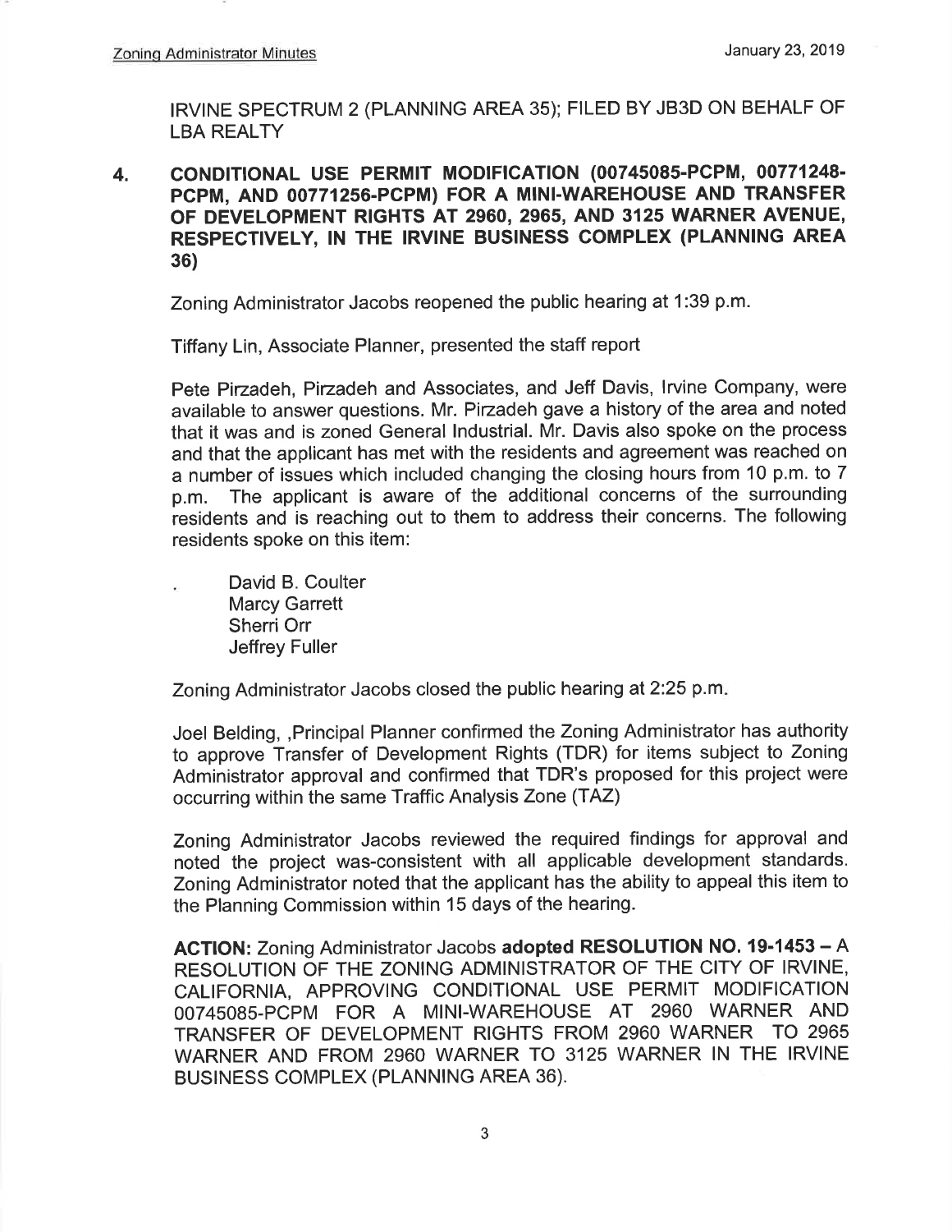IRVINE SPECTRUM 2 (PLANNING AREA 35); FILED BY JB3D ON BEHALF OF LBA REALTY

4. **CONDITIONAL USE PERMIT MODIFICATION (00745085-PCPM, 00771248-PCPM, AND 00771256-PCPM) FOR A MINI-WAREHOUSE AND TRANSFER OF DEVELOPMENT RIGHTS AT 2960, 2965, AND 3125 WARNER AVENUE, RESPECTIVELY, IN THE IRVINE BUSINESS COMPLEX (PLANNING AREA 36)**

Zoning Administrator Jacobs reopened the public hearing at 1:39 p.m.

Tiffany Lin, Associate Planner, presented the staff report

Pete Pirzadeh, Pirzadeh and Associates, and Jeff Davis, Irvine Company, were available to answer questions. Mr. Pirzadeh gave a history of the area and noted that it was and is zoned General Industrial. Mr. Davis also spoke on the process and that the applicant has met with the residents and agreement was reached on a number of issues which included changing the closing hours from 10 p.m. to 7 p.m. The applicant is aware of the additional concerns of the surrounding residents and is reaching out to them to address their concerns. The following residents spoke on this item:

- David B. Coulter
- Marcy Garrett
- Sherri Orr
- Jeffrey Fuller

Zoning Administrator Jacobs closed the public hearing at 2:25 p.m.

Joel Belding, ,Principal Planner confirmed the Zoning Administrator has authority to approve Transfer of Development Rights (TDR) for items subject to Zoning Administrator approval and confirmed that TDR's proposed for this project were occurring within the same Traffic Analysis Zone (TAZ)

Zoning Administrator Jacobs reviewed the required findings for approval and noted the project was-consistent with all applicable development standards. Zoning Administrator noted that the applicant has the ability to appeal this item to the Planning Commission within 15 days of the hearing.

**ACTION:** Zoning Administrator Jacobs **adopted RESOLUTION NO. 19-1453** – A RESOLUTION OF THE ZONING ADMINISTRATOR OF THE CITY OF IRVINE, CALIFORNIA, APPROVING CONDITIONAL USE PERMIT MODIFICATION 00745085-PCPM FOR A MINI-WAREHOUSE AT 2960 WARNER AND TRANSFER OF DEVELOPMENT RIGHTS FROM 2960 WARNER TO 2965 WARNER AND FROM 2960 WARNER TO 3125 WARNER IN THE IRVINE BUSINESS COMPLEX (PLANNING AREA 36).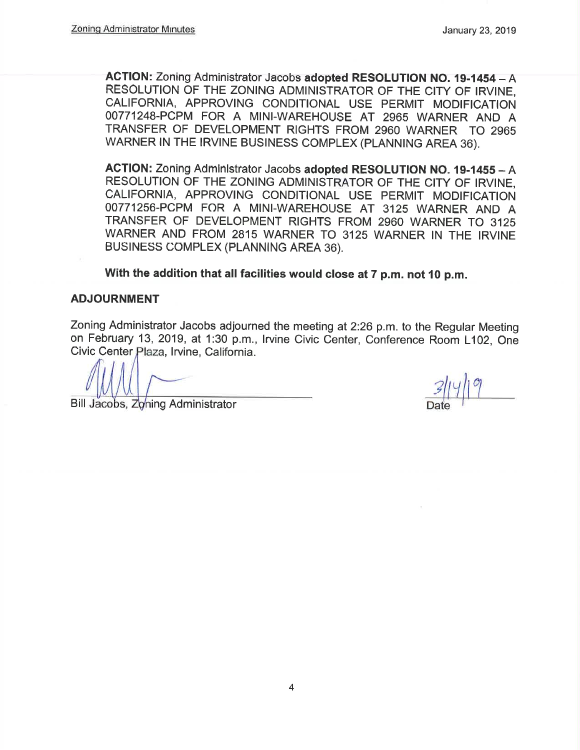**ACTION:** Zoning Administrator Jacobs **adopted RESOLUTION NO. 19-1454** – A RESOLUTION OF THE ZONING ADMINISTRATOR OF THE CITY OF IRVINE, CALIFORNIA, APPROVING CONDITIONAL USE PERMIT MODIFICATION 00771248-PCPM FOR A MINI-WAREHOUSE AT 2965 WARNER AND A TRANSFER OF DEVELOPMENT RIGHTS FROM 2960 WARNER TO 2965 WARNER IN THE IRVINE BUSINESS COMPLEX (PLANNING AREA 36).

**ACTION:** Zoning Administrator Jacobs **adopted RESOLUTION NO. 19-1455** – A RESOLUTION OF THE ZONING ADMINISTRATOR OF THE CITY OF IRVINE, CALIFORNIA, APPROVING CONDITIONAL USE PERMIT MODIFICATION 00771256-PCPM FOR A MINI-WAREHOUSE AT 3125 WARNER AND A TRANSFER OF DEVELOPMENT RIGHTS FROM 2960 WARNER TO 3125 WARNER AND FROM 2815 WARNER TO 3125 WARNER IN THE IRVINE BUSINESS COMPLEX (PLANNING AREA 36).

**With the addition that all facilities would close at 7 p.m. not 10 p.m.**

## ADJOURNMENT

Zoning Administrator Jacobs adjourned the meeting at 2:26 p.m. to the Regular Meeting on February 13, 2019, at 1:30 p.m., Irvine Civic Center, Conference Room L102, One Civic Center Plaza, Irvine, California.

Bill Jacobs, Zoning Administrator

3/14/19
Date